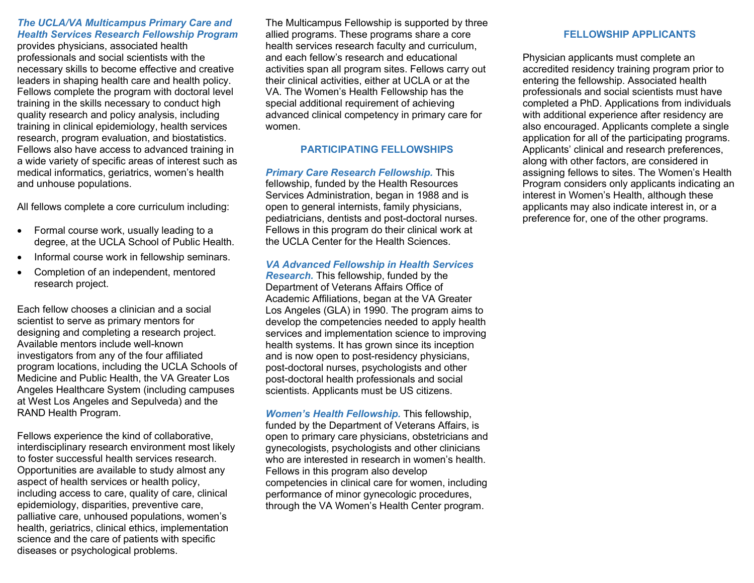***The UCLA/VA Multicampus Primary Care and Health Services Research Fellowship Program*** provides physicians, associated health professionals and social scientists with the necessary skills to become effective and creative leaders in shaping health care and health policy. Fellows complete the program with doctoral level training in the skills necessary to conduct high quality research and policy analysis, including training in clinical epidemiology, health services research, program evaluation, and biostatistics. Fellows also have access to advanced training in a wide variety of specific areas of interest such as medical informatics, geriatrics, women's health and unhouse populations.

All fellows complete a core curriculum including:

- Formal course work, usually leading to a degree, at the UCLA School of Public Health.
- Informal course work in fellowship seminars.
- Completion of an independent, mentored research project.

Each fellow chooses a clinician and a social scientist to serve as primary mentors for designing and completing a research project. Available mentors include well-known investigators from any of the four affiliated program locations, including the UCLA Schools of Medicine and Public Health, the VA Greater Los Angeles Healthcare System (including campuses at West Los Angeles and Sepulveda) and the RAND Health Program.

Fellows experience the kind of collaborative, interdisciplinary research environment most likely to foster successful health services research. Opportunities are available to study almost any aspect of health services or health policy, including access to care, quality of care, clinical epidemiology, disparities, preventive care, palliative care, unhoused populations, women's health, geriatrics, clinical ethics, implementation science and the care of patients with specific diseases or psychological problems.

The Multicampus Fellowship is supported by three allied programs. These programs share a core health services research faculty and curriculum, and each fellow's research and educational activities span all program sites. Fellows carry out their clinical activities, either at UCLA or at the VA. The Women's Health Fellowship has the special additional requirement of achieving advanced clinical competency in primary care for women.

## PARTICIPATING FELLOWSHIPS

***Primary Care Research Fellowship.*** This fellowship, funded by the Health Resources Services Administration, began in 1988 and is open to general internists, family physicians, pediatricians, dentists and post-doctoral nurses. Fellows in this program do their clinical work at the UCLA Center for the Health Sciences.

***VA Advanced Fellowship in Health Services Research.*** This fellowship, funded by the Department of Veterans Affairs Office of Academic Affiliations, began at the VA Greater Los Angeles (GLA) in 1990. The program aims to develop the competencies needed to apply health services and implementation science to improving health systems. It has grown since its inception and is now open to post-residency physicians, post-doctoral nurses, psychologists and other post-doctoral health professionals and social scientists. Applicants must be US citizens.

***Women's Health Fellowship.*** This fellowship, funded by the Department of Veterans Affairs, is open to primary care physicians, obstetricians and gynecologists, psychologists and other clinicians who are interested in research in women's health. Fellows in this program also develop competencies in clinical care for women, including performance of minor gynecologic procedures, through the VA Women's Health Center program.

## FELLOWSHIP APPLICANTS

Physician applicants must complete an accredited residency training program prior to entering the fellowship. Associated health professionals and social scientists must have completed a PhD. Applications from individuals with additional experience after residency are also encouraged. Applicants complete a single application for all of the participating programs. Applicants' clinical and research preferences, along with other factors, are considered in assigning fellows to sites. The Women's Health Program considers only applicants indicating an interest in Women's Health, although these applicants may also indicate interest in, or a preference for, one of the other programs.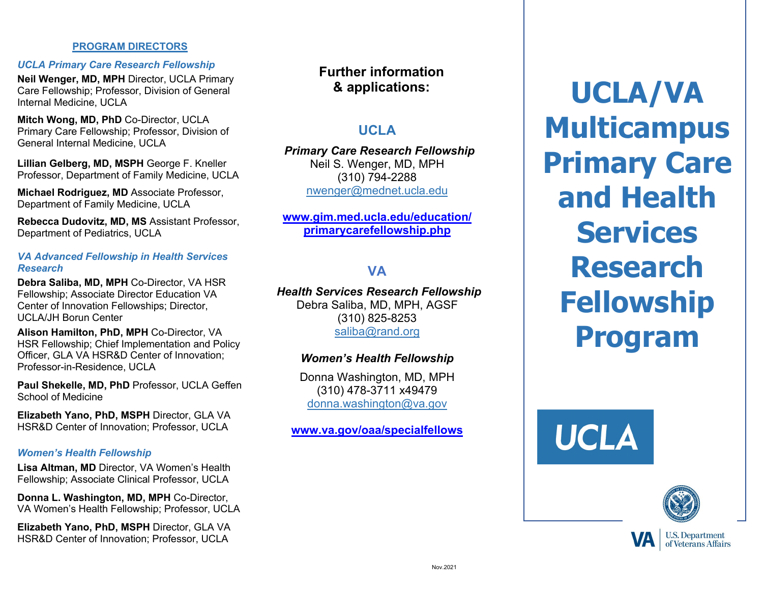## PROGRAM DIRECTORS

### *UCLA Primary Care Research Fellowship*

**Neil Wenger, MD, MPH** Director, UCLA Primary Care Fellowship; Professor, Division of General Internal Medicine, UCLA

**Mitch Wong, MD, PhD** Co-Director, UCLA Primary Care Fellowship; Professor, Division of General Internal Medicine, UCLA

**Lillian Gelberg, MD, MSPH** George F. Kneller Professor, Department of Family Medicine, UCLA

**Michael Rodriguez, MD** Associate Professor, Department of Family Medicine, UCLA

**Rebecca Dudovitz, MD, MS** Assistant Professor, Department of Pediatrics, UCLA

### *VA Advanced Fellowship in Health Services Research*

**Debra Saliba, MD, MPH** Co-Director, VA HSR Fellowship; Associate Director Education VA Center of Innovation Fellowships; Director, UCLA/JH Borun Center

**Alison Hamilton, PhD, MPH** Co-Director, VA HSR Fellowship; Chief Implementation and Policy Officer, GLA VA HSR&D Center of Innovation; Professor-in-Residence, UCLA

**Paul Shekelle, MD, PhD** Professor, UCLA Geffen School of Medicine

**Elizabeth Yano, PhD, MSPH** Director, GLA VA HSR&D Center of Innovation; Professor, UCLA

### *Women's Health Fellowship*

**Lisa Altman, MD** Director, VA Women's Health Fellowship; Associate Clinical Professor, UCLA

**Donna L. Washington, MD, MPH** Co-Director, VA Women's Health Fellowship; Professor, UCLA

**Elizabeth Yano, PhD, MSPH** Director, GLA VA HSR&D Center of Innovation; Professor, UCLA

## Further information & applications:

### UCLA

***Primary Care Research Fellowship***

Neil S. Wenger, MD, MPH
(310) 794-2288
nwenger@mednet.ucla.edu

**www.gim.med.ucla.edu/education/primarycarefellowship.php**

### VA

***Health Services Research Fellowship***

Debra Saliba, MD, MPH, AGSF
(310) 825-8253
saliba@rand.org

***Women's Health Fellowship***

Donna Washington, MD, MPH
(310) 478-3711 x49479
donna.washington@va.gov

**www.va.gov/oaa/specialfellows**

Nov.2021

# UCLA/VA Multicampus Primary Care and Health Services Research Fellowship Program

UCLA

VA U.S. Department of Veterans Affairs